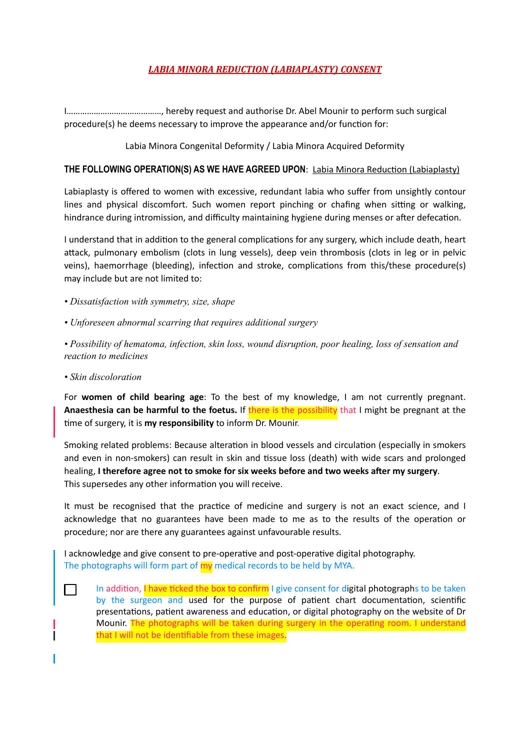***LABIA MINORA REDUCTION (LABIAPLASTY) CONSENT***

I……………………………………, hereby request and authorise Dr. Abel Mounir to perform such surgical procedure(s) he deems necessary to improve the appearance and/or function for:

Labia Minora Congenital Deformity / Labia Minora Acquired Deformity

**THE FOLLOWING OPERATION(S) AS WE HAVE AGREED UPON**: Labia Minora Reduction (Labiaplasty)

Labiaplasty is offered to women with excessive, redundant labia who suffer from unsightly contour lines and physical discomfort. Such women report pinching or chafing when sitting or walking, hindrance during intromission, and difficulty maintaining hygiene during menses or after defecation.

I understand that in addition to the general complications for any surgery, which include death, heart attack, pulmonary embolism (clots in lung vessels), deep vein thrombosis (clots in leg or in pelvic veins), haemorrhage (bleeding), infection and stroke, complications from this/these procedure(s) may include but are not limited to:

- *Dissatisfaction with symmetry, size, shape*
- *Unforeseen abnormal scarring that requires additional surgery*
- *Possibility of hematoma, infection, skin loss, wound disruption, poor healing, loss of sensation and reaction to medicines*
- *Skin discoloration*

For **women of child bearing age**: To the best of my knowledge, I am not currently pregnant. **Anaesthesia can be harmful to the foetus.** If there is the possibility that I might be pregnant at the time of surgery, it is **my responsibility** to inform Dr. Mounir.

Smoking related problems: Because alteration in blood vessels and circulation (especially in smokers and even in non-smokers) can result in skin and tissue loss (death) with wide scars and prolonged healing, **I therefore agree not to smoke for six weeks before and two weeks after my surgery**.
This supersedes any other information you will receive.

It must be recognised that the practice of medicine and surgery is not an exact science, and I acknowledge that no guarantees have been made to me as to the results of the operation or procedure; nor are there any guarantees against unfavourable results.

I acknowledge and give consent to pre-operative and post-operative digital photography.
The photographs will form part of my medical records to be held by MYA.

☐ In addition, I have ticked the box to confirm I give consent for digital photographs to be taken by the surgeon and used for the purpose of patient chart documentation, scientific presentations, patient awareness and education, or digital photography on the website of Dr Mounir. The photographs will be taken during surgery in the operating room. I understand that I will not be identifiable from these images.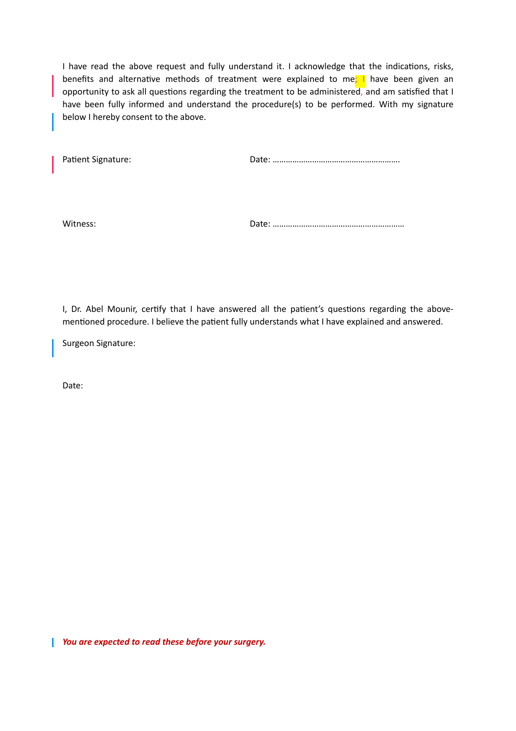I have read the above request and fully understand it. I acknowledge that the indications, risks, benefits and alternative methods of treatment were explained to me; I have been given an opportunity to ask all questions regarding the treatment to be administered, and am satisfied that I have been fully informed and understand the procedure(s) to be performed. With my signature below I hereby consent to the above.

Patient Signature: Date: …………………………………………………

Witness: Date: ……………………………………………………

I, Dr. Abel Mounir, certify that I have answered all the patient's questions regarding the above-mentioned procedure. I believe the patient fully understands what I have explained and answered.

Surgeon Signature:

Date:

***You are expected to read these before your surgery.***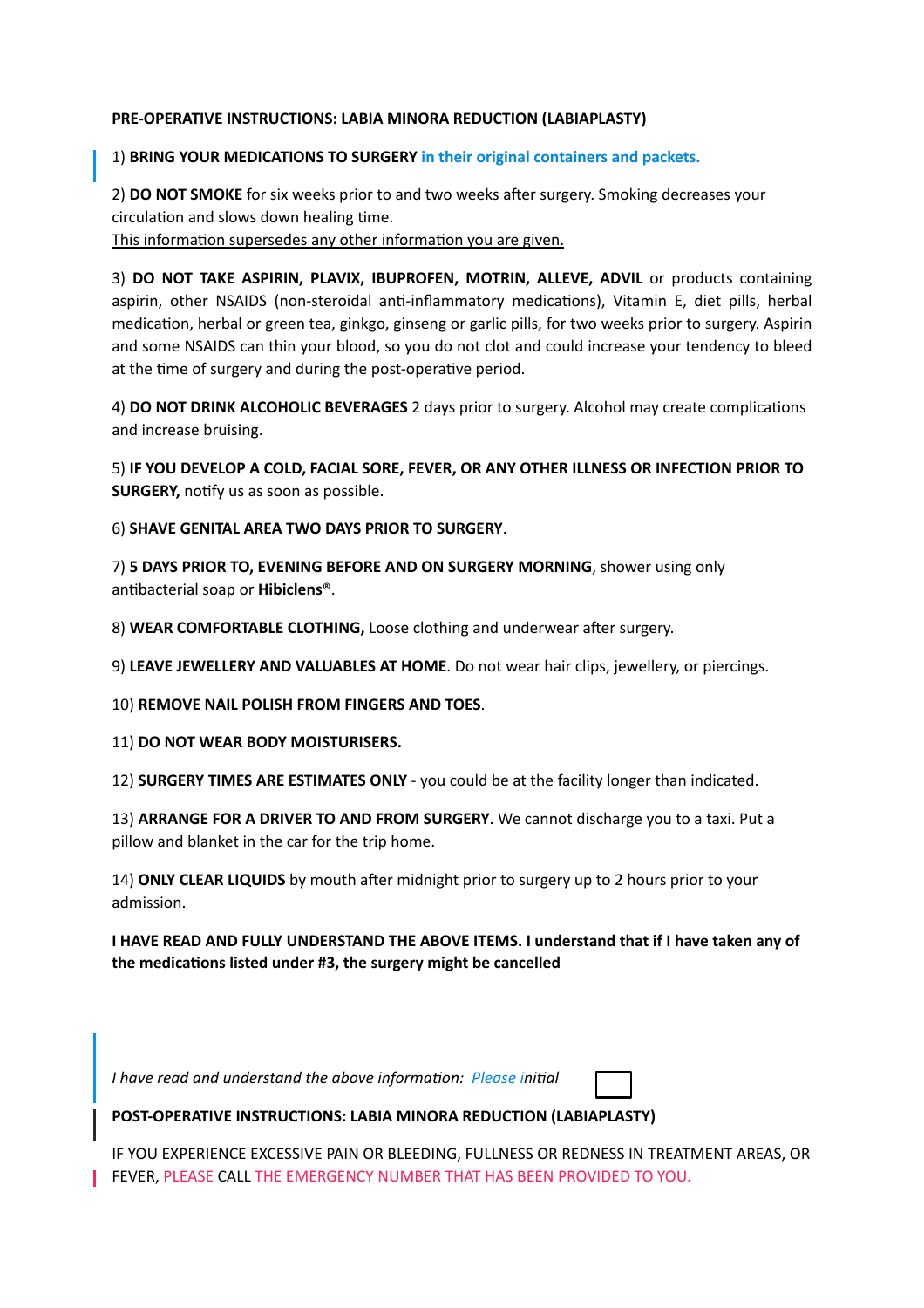## PRE-OPERATIVE INSTRUCTIONS: LABIA MINORA REDUCTION (LABIAPLASTY)

1) **BRING YOUR MEDICATIONS TO SURGERY** **in their original containers and packets.**

2) **DO NOT SMOKE** for six weeks prior to and two weeks after surgery. Smoking decreases your circulation and slows down healing time.
This information supersedes any other information you are given.

3) **DO NOT TAKE ASPIRIN, PLAVIX, IBUPROFEN, MOTRIN, ALLEVE, ADVIL** or products containing aspirin, other NSAIDS (non-steroidal anti-inflammatory medications), Vitamin E, diet pills, herbal medication, herbal or green tea, ginkgo, ginseng or garlic pills, for two weeks prior to surgery. Aspirin and some NSAIDS can thin your blood, so you do not clot and could increase your tendency to bleed at the time of surgery and during the post-operative period.

4) **DO NOT DRINK ALCOHOLIC BEVERAGES** 2 days prior to surgery. Alcohol may create complications and increase bruising.

5) **IF YOU DEVELOP A COLD, FACIAL SORE, FEVER, OR ANY OTHER ILLNESS OR INFECTION PRIOR TO SURGERY,** notify us as soon as possible.

6) **SHAVE GENITAL AREA TWO DAYS PRIOR TO SURGERY**.

7) **5 DAYS PRIOR TO, EVENING BEFORE AND ON SURGERY MORNING**, shower using only antibacterial soap or **Hibiclens®**.

8) **WEAR COMFORTABLE CLOTHING,** Loose clothing and underwear after surgery.

9) **LEAVE JEWELLERY AND VALUABLES AT HOME**. Do not wear hair clips, jewellery, or piercings.

10) **REMOVE NAIL POLISH FROM FINGERS AND TOES**.

11) **DO NOT WEAR BODY MOISTURISERS.**

12) **SURGERY TIMES ARE ESTIMATES ONLY** - you could be at the facility longer than indicated.

13) **ARRANGE FOR A DRIVER TO AND FROM SURGERY**. We cannot discharge you to a taxi. Put a pillow and blanket in the car for the trip home.

14) **ONLY CLEAR LIQUIDS** by mouth after midnight prior to surgery up to 2 hours prior to your admission.

**I HAVE READ AND FULLY UNDERSTAND THE ABOVE ITEMS. I understand that if I have taken any of the medications listed under #3, the surgery might be cancelled**

*I have read and understand the above information: Please initial* ☐

## POST-OPERATIVE INSTRUCTIONS: LABIA MINORA REDUCTION (LABIAPLASTY)

IF YOU EXPERIENCE EXCESSIVE PAIN OR BLEEDING, FULLNESS OR REDNESS IN TREATMENT AREAS, OR FEVER, PLEASE CALL THE EMERGENCY NUMBER THAT HAS BEEN PROVIDED TO YOU.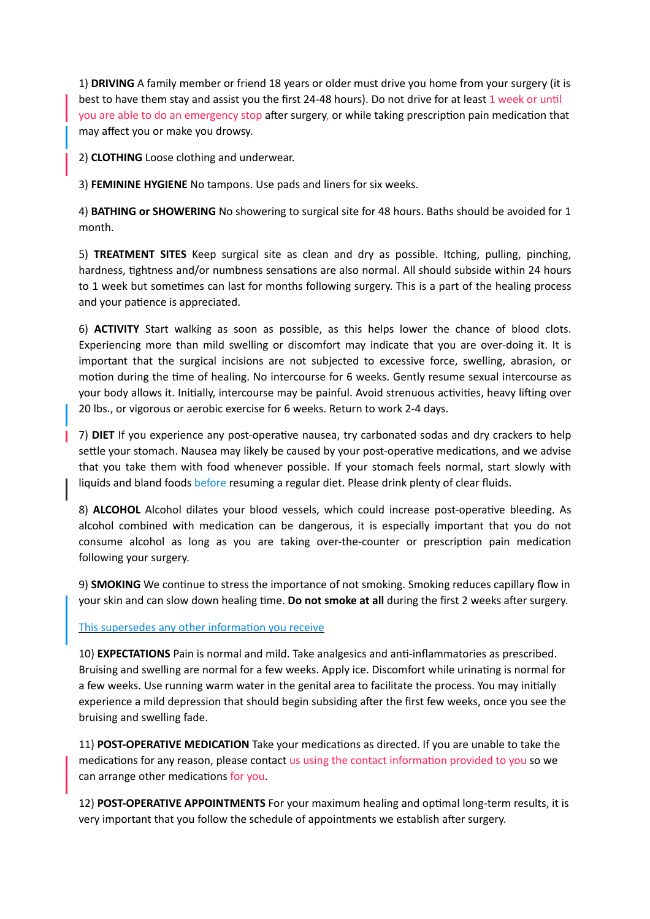1) **DRIVING** A family member or friend 18 years or older must drive you home from your surgery (it is best to have them stay and assist you the first 24-48 hours). Do not drive for at least 1 week or until you are able to do an emergency stop after surgery, or while taking prescription pain medication that may affect you or make you drowsy.

2) **CLOTHING** Loose clothing and underwear.

3) **FEMININE HYGIENE** No tampons. Use pads and liners for six weeks.

4) **BATHING or SHOWERING** No showering to surgical site for 48 hours. Baths should be avoided for 1 month.

5) **TREATMENT SITES** Keep surgical site as clean and dry as possible. Itching, pulling, pinching, hardness, tightness and/or numbness sensations are also normal. All should subside within 24 hours to 1 week but sometimes can last for months following surgery. This is a part of the healing process and your patience is appreciated.

6) **ACTIVITY** Start walking as soon as possible, as this helps lower the chance of blood clots. Experiencing more than mild swelling or discomfort may indicate that you are over-doing it. It is important that the surgical incisions are not subjected to excessive force, swelling, abrasion, or motion during the time of healing. No intercourse for 6 weeks. Gently resume sexual intercourse as your body allows it. Initially, intercourse may be painful. Avoid strenuous activities, heavy lifting over 20 lbs., or vigorous or aerobic exercise for 6 weeks. Return to work 2-4 days.

7) **DIET** If you experience any post-operative nausea, try carbonated sodas and dry crackers to help settle your stomach. Nausea may likely be caused by your post-operative medications, and we advise that you take them with food whenever possible. If your stomach feels normal, start slowly with liquids and bland foods before resuming a regular diet. Please drink plenty of clear fluids.

8) **ALCOHOL** Alcohol dilates your blood vessels, which could increase post-operative bleeding. As alcohol combined with medication can be dangerous, it is especially important that you do not consume alcohol as long as you are taking over-the-counter or prescription pain medication following your surgery.

9) **SMOKING** We continue to stress the importance of not smoking. Smoking reduces capillary flow in your skin and can slow down healing time. **Do not smoke at all** during the first 2 weeks after surgery.

This supersedes any other information you receive

10) **EXPECTATIONS** Pain is normal and mild. Take analgesics and anti-inflammatories as prescribed. Bruising and swelling are normal for a few weeks. Apply ice. Discomfort while urinating is normal for a few weeks. Use running warm water in the genital area to facilitate the process. You may initially experience a mild depression that should begin subsiding after the first few weeks, once you see the bruising and swelling fade.

11) **POST-OPERATIVE MEDICATION** Take your medications as directed. If you are unable to take the medications for any reason, please contact us using the contact information provided to you so we can arrange other medications for you.

12) **POST-OPERATIVE APPOINTMENTS** For your maximum healing and optimal long-term results, it is very important that you follow the schedule of appointments we establish after surgery.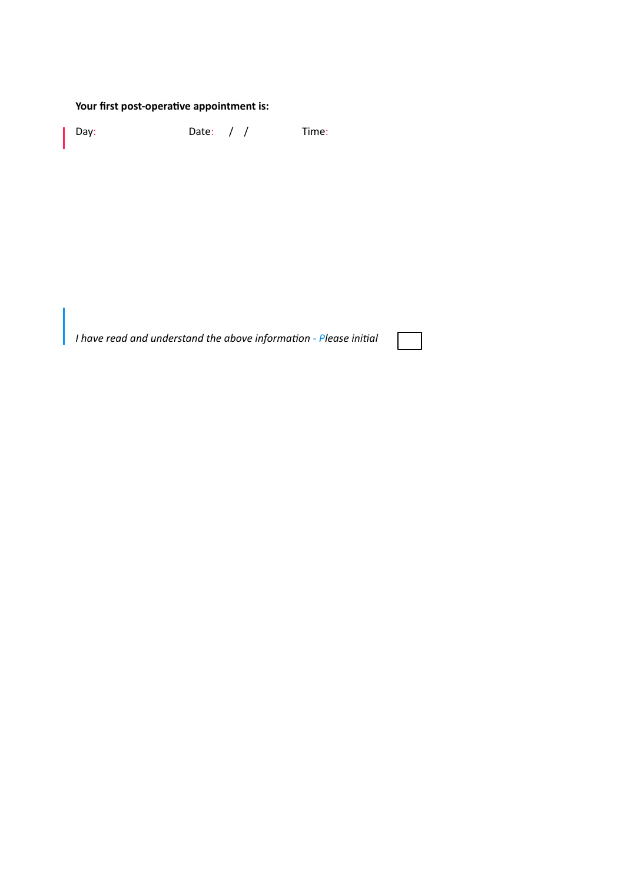**Your first post-operative appointment is:**

Day: Date: / / Time:

*I have read and understand the above information - Please initial* ☐